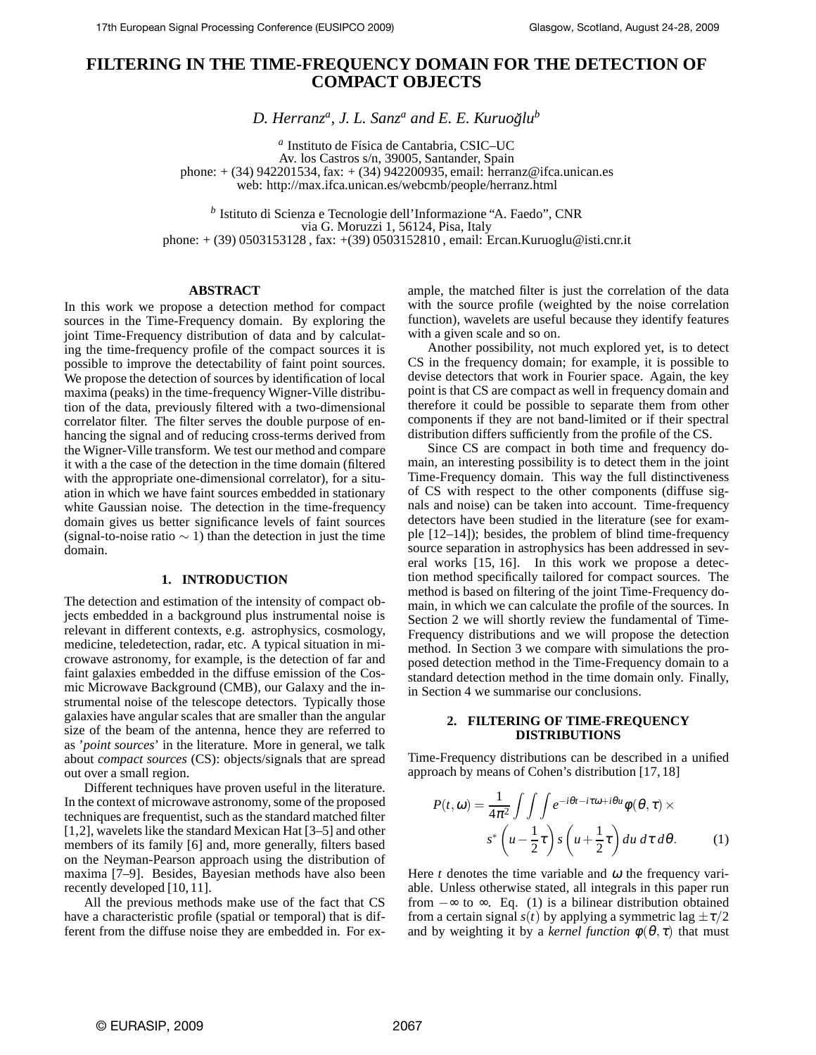# FILTERING IN THE TIME-FREQUENCY DOMAIN FOR THE DETECTION OF COMPACT OBJECTS

*D. Herranz[a], J. L. Sanz[a] and E. E. Kuruoğlu[b]*

[a] Instituto de Física de Cantabria, CSIC–UC
Av. los Castros s/n, 39005, Santander, Spain
phone: + (34) 942201534, fax: + (34) 942200935, email: herranz@ifca.unican.es
web: http://max.ifca.unican.es/webcmb/people/herranz.html

[b] Istituto di Scienza e Tecnologie dell'Informazione "A. Faedo", CNR
via G. Moruzzi 1, 56124, Pisa, Italy
phone: + (39) 0503153128 , fax: +(39) 0503152810 , email: Ercan.Kuruoglu@isti.cnr.it

## ABSTRACT

In this work we propose a detection method for compact sources in the Time-Frequency domain. By exploring the joint Time-Frequency distribution of data and by calculating the time-frequency profile of the compact sources it is possible to improve the detectability of faint point sources. We propose the detection of sources by identification of local maxima (peaks) in the time-frequency Wigner-Ville distribution of the data, previously filtered with a two-dimensional correlator filter. The filter serves the double purpose of enhancing the signal and of reducing cross-terms derived from the Wigner-Ville transform. We test our method and compare it with a the case of the detection in the time domain (filtered with the appropriate one-dimensional correlator), for a situation in which we have faint sources embedded in stationary white Gaussian noise. The detection in the time-frequency domain gives us better significance levels of faint sources (signal-to-noise ratio $\sim 1$) than the detection in just the time domain.

## 1. INTRODUCTION

The detection and estimation of the intensity of compact objects embedded in a background plus instrumental noise is relevant in different contexts, e.g. astrophysics, cosmology, medicine, teledetection, radar, etc. A typical situation in microwave astronomy, for example, is the detection of far and faint galaxies embedded in the diffuse emission of the Cosmic Microwave Background (CMB), our Galaxy and the instrumental noise of the telescope detectors. Typically those galaxies have angular scales that are smaller than the angular size of the beam of the antenna, hence they are referred to as '*point sources*' in the literature. More in general, we talk about *compact sources* (CS): objects/signals that are spread out over a small region.

Different techniques have proven useful in the literature. In the context of microwave astronomy, some of the proposed techniques are frequentist, such as the standard matched filter [1,2], wavelets like the standard Mexican Hat [3–5] and other members of its family [6] and, more generally, filters based on the Neyman-Pearson approach using the distribution of maxima [7–9]. Besides, Bayesian methods have also been recently developed [10,11].

All the previous methods make use of the fact that CS have a characteristic profile (spatial or temporal) that is different from the diffuse noise they are embedded in. For example, the matched filter is just the correlation of the data with the source profile (weighted by the noise correlation function), wavelets are useful because they identify features with a given scale and so on.

Another possibility, not much explored yet, is to detect CS in the frequency domain; for example, it is possible to devise detectors that work in Fourier space. Again, the key point is that CS are compact as well in frequency domain and therefore it could be possible to separate them from other components if they are not band-limited or if their spectral distribution differs sufficiently from the profile of the CS.

Since CS are compact in both time and frequency domain, an interesting possibility is to detect them in the joint Time-Frequency domain. This way the full distinctiveness of CS with respect to the other components (diffuse signals and noise) can be taken into account. Time-frequency detectors have been studied in the literature (see for example [12–14]); besides, the problem of blind time-frequency source separation in astrophysics has been addressed in several works [15, 16]. In this work we propose a detection method specifically tailored for compact sources. The method is based on filtering of the joint Time-Frequency domain, in which we can calculate the profile of the sources. In Section 2 we will shortly review the fundamental of Time-Frequency distributions and we will propose the detection method. In Section 3 we compare with simulations the proposed detection method in the Time-Frequency domain to a standard detection method in the time domain only. Finally, in Section 4 we summarise our conclusions.

## 2. FILTERING OF TIME-FREQUENCY DISTRIBUTIONS

Time-Frequency distributions can be described in a unified approach by means of Cohen's distribution [17,18]

$$P(t,\omega) = \frac{1}{4\pi^2} \int\int\int e^{-i\theta t - i\tau\omega + i\theta u} \phi(\theta,\tau) \times s^*\left(u - \frac{1}{2}\tau\right) s\left(u + \frac{1}{2}\tau\right) du\, d\tau\, d\theta. \quad (1)$$

Here $t$ denotes the time variable and $\omega$ the frequency variable. Unless otherwise stated, all integrals in this paper run from $-\infty$ to $\infty$. Eq. (1) is a bilinear distribution obtained from a certain signal $s(t)$ by applying a symmetric lag $\pm\tau/2$ and by weighting it by a *kernel function* $\phi(\theta,\tau)$ that must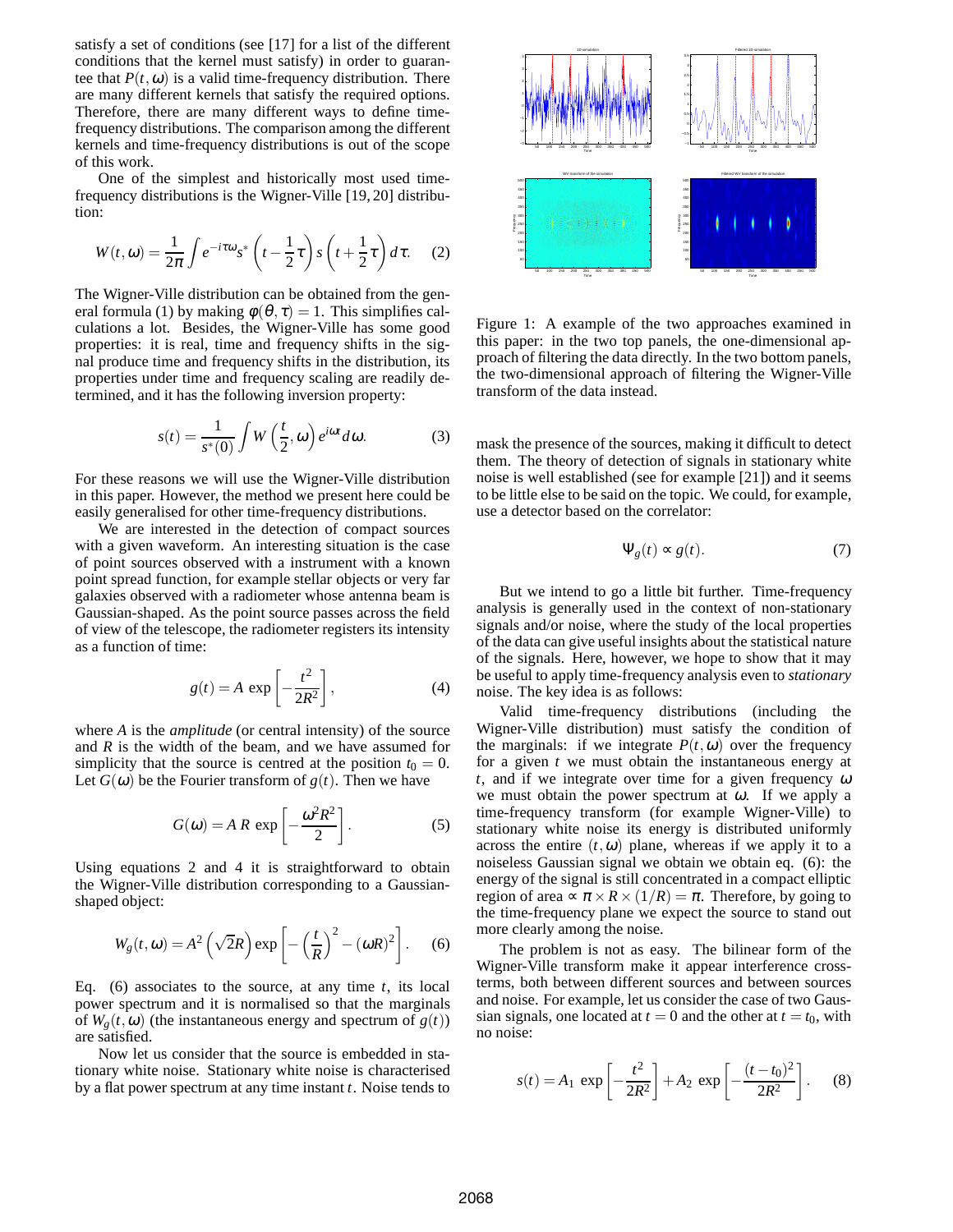satisfy a set of conditions (see [17] for a list of the different conditions that the kernel must satisfy) in order to guarantee that $P(t,\omega)$ is a valid time-frequency distribution. There are many different kernels that satisfy the required options. Therefore, there are many different ways to define time-frequency distributions. The comparison among the different kernels and time-frequency distributions is out of the scope of this work.

One of the simplest and historically most used time-frequency distributions is the Wigner-Ville [19, 20] distribution:

$$W(t,\omega) = \frac{1}{2\pi}\int e^{-i\tau\omega} s^*\left(t - \frac{1}{2}\tau\right) s\left(t + \frac{1}{2}\tau\right) d\tau. \quad (2)$$

The Wigner-Ville distribution can be obtained from the general formula (1) by making $\phi(\theta,\tau) = 1$. This simplifies calculations a lot. Besides, the Wigner-Ville has some good properties: it is real, time and frequency shifts in the signal produce time and frequency shifts in the distribution, its properties under time and frequency scaling are readily determined, and it has the following inversion property:

$$s(t) = \frac{1}{s^*(0)}\int W\left(\frac{t}{2},\omega\right) e^{i\omega t} d\omega. \quad (3)$$

For these reasons we will use the Wigner-Ville distribution in this paper. However, the method we present here could be easily generalised for other time-frequency distributions.

We are interested in the detection of compact sources with a given waveform. An interesting situation is the case of point sources observed with a instrument with a known point spread function, for example stellar objects or very far galaxies observed with a radiometer whose antenna beam is Gaussian-shaped. As the point source passes across the field of view of the telescope, the radiometer registers its intensity as a function of time:

$$g(t) = A\,\exp\left[-\frac{t^2}{2R^2}\right], \quad (4)$$

where $A$ is the *amplitude* (or central intensity) of the source and $R$ is the width of the beam, and we have assumed for simplicity that the source is centred at the position $t_0 = 0$. Let $G(\omega)$ be the Fourier transform of $g(t)$. Then we have

$$G(\omega) = A\,R\,\exp\left[-\frac{\omega^2 R^2}{2}\right]. \quad (5)$$

Using equations 2 and 4 it is straightforward to obtain the Wigner-Ville distribution corresponding to a Gaussian-shaped object:

$$W_g(t,\omega) = A^2\left(\sqrt{2}R\right)\exp\left[-\left(\frac{t}{R}\right)^2 - (\omega R)^2\right]. \quad (6)$$

Eq. (6) associates to the source, at any time $t$, its local power spectrum and it is normalised so that the marginals of $W_g(t,\omega)$ (the instantaneous energy and spectrum of $g(t)$) are satisfied.

Now let us consider that the source is embedded in stationary white noise. Stationary white noise is characterised by a flat power spectrum at any time instant $t$. Noise tends to mask the presence of the sources, making it difficult to detect them. The theory of detection of signals in stationary white noise is well established (see for example [21]) and it seems to be little else to be said on the topic. We could, for example, use a detector based on the correlator:

$$\Psi_g(t) \propto g(t). \quad (7)$$

Figure 1: A example of the two approaches examined in this paper: in the two top panels, the one-dimensional approach of filtering the data directly. In the two bottom panels, the two-dimensional approach of filtering the Wigner-Ville transform of the data instead.

But we intend to go a little bit further. Time-frequency analysis is generally used in the context of non-stationary signals and/or noise, where the study of the local properties of the data can give useful insights about the statistical nature of the signals. Here, however, we hope to show that it may be useful to apply time-frequency analysis even to *stationary* noise. The key idea is as follows:

Valid time-frequency distributions (including the Wigner-Ville distribution) must satisfy the condition of the marginals: if we integrate $P(t,\omega)$ over the frequency for a given $t$ we must obtain the instantaneous energy at $t$, and if we integrate over time for a given frequency $\omega$ we must obtain the power spectrum at $\omega$. If we apply a time-frequency transform (for example Wigner-Ville) to stationary white noise its energy is distributed uniformly across the entire $(t,\omega)$ plane, whereas if we apply it to a noiseless Gaussian signal we obtain we obtain eq. (6): the energy of the signal is still concentrated in a compact elliptic region of area $\propto \pi \times R \times (1/R) = \pi$. Therefore, by going to the time-frequency plane we expect the source to stand out more clearly among the noise.

The problem is not as easy. The bilinear form of the Wigner-Ville transform make it appear interference cross-terms, both between different sources and between sources and noise. For example, let us consider the case of two Gaussian signals, one located at $t = 0$ and the other at $t = t_0$, with no noise:

$$s(t) = A_1\,\exp\left[-\frac{t^2}{2R^2}\right] + A_2\,\exp\left[-\frac{(t-t_0)^2}{2R^2}\right]. \quad (8)$$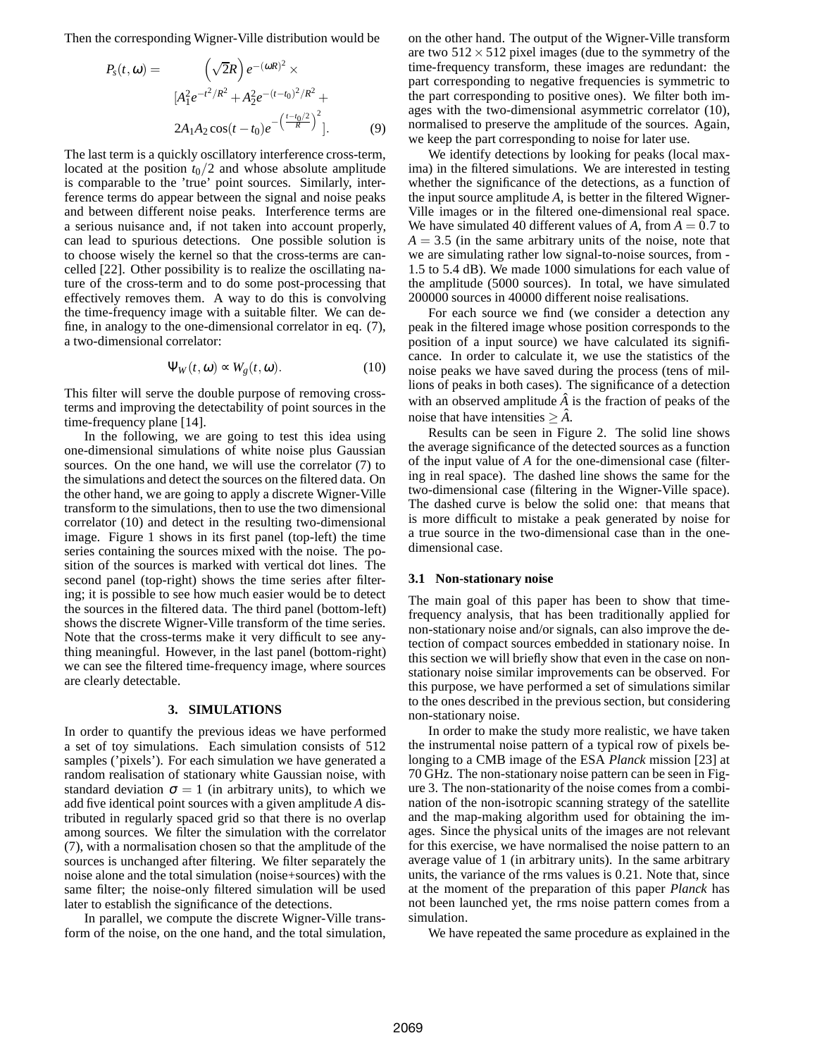Then the corresponding Wigner-Ville distribution would be

$$
\begin{aligned}
P_s(t,\omega) = \quad & \left(\sqrt{2}R\right) e^{-(\omega R)^2} \times \\
& [A_1^2 e^{-t^2/R^2} + A_2^2 e^{-(t-t_0)^2/R^2} + \\
& 2A_1A_2 \cos(t-t_0) e^{-\left(\frac{t-t_0/2}{R}\right)^2}]. \qquad (9)
\end{aligned}
$$

The last term is a quickly oscillatory interference cross-term, located at the position $t_0/2$ and whose absolute amplitude is comparable to the 'true' point sources. Similarly, interference terms do appear between the signal and noise peaks and between different noise peaks. Interference terms are a serious nuisance and, if not taken into account properly, can lead to spurious detections. One possible solution is to choose wisely the kernel so that the cross-terms are cancelled [22]. Other possibility is to realize the oscillating nature of the cross-term and to do some post-processing that effectively removes them. A way to do this is convolving the time-frequency image with a suitable filter. We can define, in analogy to the one-dimensional correlator in eq. (7), a two-dimensional correlator:

$$
\Psi_W(t,\omega) \propto W_g(t,\omega). \qquad (10)
$$

This filter will serve the double purpose of removing cross-terms and improving the detectability of point sources in the time-frequency plane [14].

In the following, we are going to test this idea using one-dimensional simulations of white noise plus Gaussian sources. On the one hand, we will use the correlator (7) to the simulations and detect the sources on the filtered data. On the other hand, we are going to apply a discrete Wigner-Ville transform to the simulations, then to use the two dimensional correlator (10) and detect in the resulting two-dimensional image. Figure 1 shows in its first panel (top-left) the time series containing the sources mixed with the noise. The position of the sources is marked with vertical dot lines. The second panel (top-right) shows the time series after filtering; it is possible to see how much easier would be to detect the sources in the filtered data. The third panel (bottom-left) shows the discrete Wigner-Ville transform of the time series. Note that the cross-terms make it very difficult to see anything meaningful. However, in the last panel (bottom-right) we can see the filtered time-frequency image, where sources are clearly detectable.

## 3. SIMULATIONS

In order to quantify the previous ideas we have performed a set of toy simulations. Each simulation consists of 512 samples ('pixels'). For each simulation we have generated a random realisation of stationary white Gaussian noise, with standard deviation $\sigma = 1$ (in arbitrary units), to which we add five identical point sources with a given amplitude $A$ distributed in regularly spaced grid so that there is no overlap among sources. We filter the simulation with the correlator (7), with a normalisation chosen so that the amplitude of the sources is unchanged after filtering. We filter separately the noise alone and the total simulation (noise+sources) with the same filter; the noise-only filtered simulation will be used later to establish the significance of the detections.

In parallel, we compute the discrete Wigner-Ville transform of the noise, on the one hand, and the total simulation, on the other hand. The output of the Wigner-Ville transform are two $512 \times 512$ pixel images (due to the symmetry of the time-frequency transform, these images are redundant: the part corresponding to negative frequencies is symmetric to the part corresponding to positive ones). We filter both images with the two-dimensional asymmetric correlator (10), normalised to preserve the amplitude of the sources. Again, we keep the part corresponding to noise for later use.

We identify detections by looking for peaks (local maxima) in the filtered simulations. We are interested in testing whether the significance of the detections, as a function of the input source amplitude $A$, is better in the filtered Wigner-Ville images or in the filtered one-dimensional real space. We have simulated 40 different values of $A$, from $A = 0.7$ to $A = 3.5$ (in the same arbitrary units of the noise, note that we are simulating rather low signal-to-noise sources, from -1.5 to 5.4 dB). We made 1000 simulations for each value of the amplitude (5000 sources). In total, we have simulated 200000 sources in 40000 different noise realisations.

For each source we find (we consider a detection any peak in the filtered image whose position corresponds to the position of a input source) we have calculated its significance. In order to calculate it, we use the statistics of the noise peaks we have saved during the process (tens of millions of peaks in both cases). The significance of a detection with an observed amplitude $\hat{A}$ is the fraction of peaks of the noise that have intensities $\geq \hat{A}$.

Results can be seen in Figure 2. The solid line shows the average significance of the detected sources as a function of the input value of $A$ for the one-dimensional case (filtering in real space). The dashed line shows the same for the two-dimensional case (filtering in the Wigner-Ville space). The dashed curve is below the solid one: that means that is more difficult to mistake a peak generated by noise for a true source in the two-dimensional case than in the one-dimensional case.

### 3.1 Non-stationary noise

The main goal of this paper has been to show that time-frequency analysis, that has been traditionally applied for non-stationary noise and/or signals, can also improve the detection of compact sources embedded in stationary noise. In this section we will briefly show that even in the case on non-stationary noise similar improvements can be observed. For this purpose, we have performed a set of simulations similar to the ones described in the previous section, but considering non-stationary noise.

In order to make the study more realistic, we have taken the instrumental noise pattern of a typical row of pixels belonging to a CMB image of the ESA *Planck* mission [23] at 70 GHz. The non-stationary noise pattern can be seen in Figure 3. The non-stationarity of the noise comes from a combination of the non-isotropic scanning strategy of the satellite and the map-making algorithm used for obtaining the images. Since the physical units of the images are not relevant for this exercise, we have normalised the noise pattern to an average value of 1 (in arbitrary units). In the same arbitrary units, the variance of the rms values is 0.21. Note that, since at the moment of the preparation of this paper *Planck* has not been launched yet, the rms noise pattern comes from a simulation.

We have repeated the same procedure as explained in the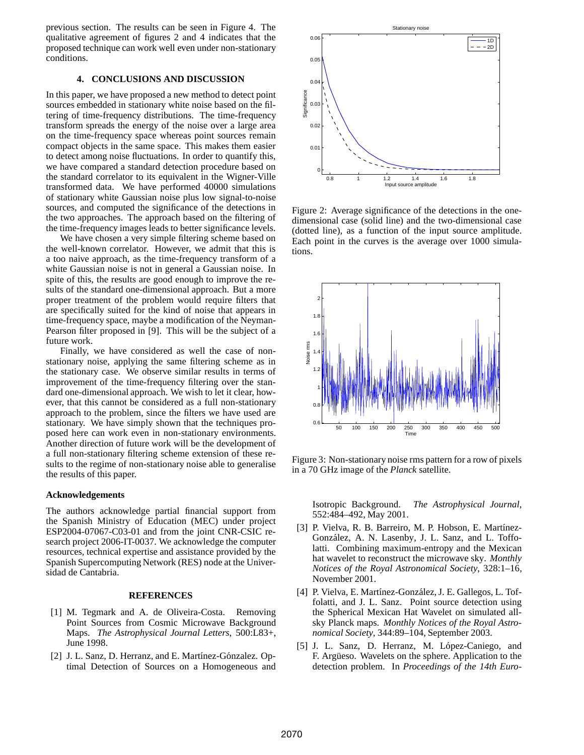previous section. The results can be seen in Figure 4. The qualitative agreement of figures 2 and 4 indicates that the proposed technique can work well even under non-stationary conditions.

### 4. CONCLUSIONS AND DISCUSSION

In this paper, we have proposed a new method to detect point sources embedded in stationary white noise based on the filtering of time-frequency distributions. The time-frequency transform spreads the energy of the noise over a large area on the time-frequency space whereas point sources remain compact objects in the same space. This makes them easier to detect among noise fluctuations. In order to quantify this, we have compared a standard detection procedure based on the standard correlator to its equivalent in the Wigner-Ville transformed data. We have performed 40000 simulations of stationary white Gaussian noise plus low signal-to-noise sources, and computed the significance of the detections in the two approaches. The approach based on the filtering of the time-frequency images leads to better significance levels.

We have chosen a very simple filtering scheme based on the well-known correlator. However, we admit that this is a too naive approach, as the time-frequency transform of a white Gaussian noise is not in general a Gaussian noise. In spite of this, the results are good enough to improve the results of the standard one-dimensional approach. But a more proper treatment of the problem would require filters that are specifically suited for the kind of noise that appears in time-frequency space, maybe a modification of the Neyman-Pearson filter proposed in [9]. This will be the subject of a future work.

Finally, we have considered as well the case of non-stationary noise, applying the same filtering scheme as in the stationary case. We observe similar results in terms of improvement of the time-frequency filtering over the standard one-dimensional approach. We wish to let it clear, however, that this cannot be considered as a full non-stationary approach to the problem, since the filters we have used are stationary. We have simply shown that the techniques proposed here can work even in non-stationary environments. Another direction of future work will be the development of a full non-stationary filtering scheme extension of these results to the regime of non-stationary noise able to generalise the results of this paper.

### Acknowledgements

The authors acknowledge partial financial support from the Spanish Ministry of Education (MEC) under project ESP2004-07067-C03-01 and from the joint CNR-CSIC research project 2006-IT-0037. We acknowledge the computer resources, technical expertise and assistance provided by the Spanish Supercomputing Network (RES) node at the Universidad de Cantabria.

Figure 2: Average significance of the detections in the one-dimensional case (solid line) and the two-dimensional case (dotted line), as a function of the input source amplitude. Each point in the curves is the average over 1000 simulations.

Figure 3: Non-stationary noise rms pattern for a row of pixels in a 70 GHz image of the *Planck* satellite.

### REFERENCES

[1] M. Tegmark and A. de Oliveira-Costa. Removing Point Sources from Cosmic Microwave Background Maps. *The Astrophysical Journal Letters*, 500:L83+, June 1998.

[2] J. L. Sanz, D. Herranz, and E. Martínez-Gónzalez. Optimal Detection of Sources on a Homogeneous and Isotropic Background. *The Astrophysical Journal*, 552:484–492, May 2001.

[3] P. Vielva, R. B. Barreiro, M. P. Hobson, E. Martínez-González, A. N. Lasenby, J. L. Sanz, and L. Toffolatti. Combining maximum-entropy and the Mexican hat wavelet to reconstruct the microwave sky. *Monthly Notices of the Royal Astronomical Society*, 328:1–16, November 2001.

[4] P. Vielva, E. Martínez-González, J. E. Gallegos, L. Toffolatti, and J. L. Sanz. Point source detection using the Spherical Mexican Hat Wavelet on simulated all-sky Planck maps. *Monthly Notices of the Royal Astronomical Society*, 344:89–104, September 2003.

[5] J. L. Sanz, D. Herranz, M. López-Caniego, and F. Argüeso. Wavelets on the sphere. Application to the detection problem. In *Proceedings of the 14th Euro-*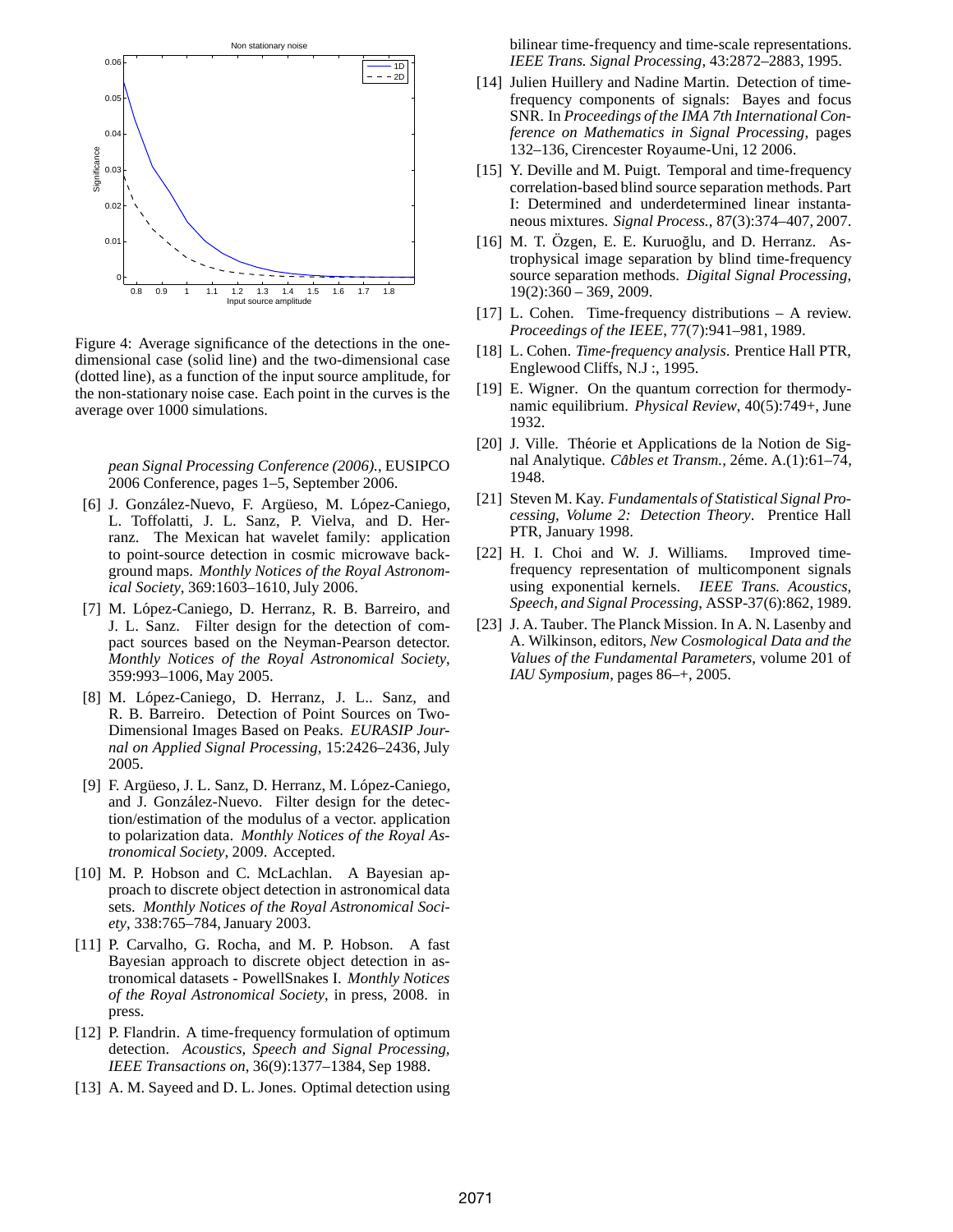Non stationary noise

0.06

0.05

0.04

0.03

0.02

0.01

0

Significance

0.8 0.9 1 1.1 1.2 1.3 1.4 1.5 1.6 1.7 1.8

Input source amplitude

1D

2D

Figure 4: Average significance of the detections in the one-dimensional case (solid line) and the two-dimensional case (dotted line), as a function of the input source amplitude, for the non-stationary noise case. Each point in the curves is the average over 1000 simulations.

*pean Signal Processing Conference (2006).*, EUSIPCO 2006 Conference, pages 1–5, September 2006.

[6] J. González-Nuevo, F. Argüeso, M. López-Caniego, L. Toffolatti, J. L. Sanz, P. Vielva, and D. Herranz. The Mexican hat wavelet family: application to point-source detection in cosmic microwave background maps. *Monthly Notices of the Royal Astronomical Society*, 369:1603–1610, July 2006.

[7] M. López-Caniego, D. Herranz, R. B. Barreiro, and J. L. Sanz. Filter design for the detection of compact sources based on the Neyman-Pearson detector. *Monthly Notices of the Royal Astronomical Society*, 359:993–1006, May 2005.

[8] M. López-Caniego, D. Herranz, J. L.. Sanz, and R. B. Barreiro. Detection of Point Sources on Two-Dimensional Images Based on Peaks. *EURASIP Journal on Applied Signal Processing*, 15:2426–2436, July 2005.

[9] F. Argüeso, J. L. Sanz, D. Herranz, M. López-Caniego, and J. González-Nuevo. Filter design for the detection/estimation of the modulus of a vector. application to polarization data. *Monthly Notices of the Royal Astronomical Society*, 2009. Accepted.

[10] M. P. Hobson and C. McLachlan. A Bayesian approach to discrete object detection in astronomical data sets. *Monthly Notices of the Royal Astronomical Society*, 338:765–784, January 2003.

[11] P. Carvalho, G. Rocha, and M. P. Hobson. A fast Bayesian approach to discrete object detection in astronomical datasets - PowellSnakes I. *Monthly Notices of the Royal Astronomical Society*, in press, 2008. in press.

[12] P. Flandrin. A time-frequency formulation of optimum detection. *Acoustics, Speech and Signal Processing, IEEE Transactions on*, 36(9):1377–1384, Sep 1988.

[13] A. M. Sayeed and D. L. Jones. Optimal detection using bilinear time-frequency and time-scale representations. *IEEE Trans. Signal Processing*, 43:2872–2883, 1995.

[14] Julien Huillery and Nadine Martin. Detection of time-frequency components of signals: Bayes and focus SNR. In *Proceedings of the IMA 7th International Conference on Mathematics in Signal Processing*, pages 132–136, Cirencester Royaume-Uni, 12 2006.

[15] Y. Deville and M. Puigt. Temporal and time-frequency correlation-based blind source separation methods. Part I: Determined and underdetermined linear instantaneous mixtures. *Signal Process.*, 87(3):374–407, 2007.

[16] M. T. Özgen, E. E. Kuruoğlu, and D. Herranz. Astrophysical image separation by blind time-frequency source separation methods. *Digital Signal Processing*, 19(2):360 – 369, 2009.

[17] L. Cohen. Time-frequency distributions – A review. *Proceedings of the IEEE*, 77(7):941–981, 1989.

[18] L. Cohen. *Time-frequency analysis*. Prentice Hall PTR, Englewood Cliffs, N.J :, 1995.

[19] E. Wigner. On the quantum correction for thermodynamic equilibrium. *Physical Review*, 40(5):749+, June 1932.

[20] J. Ville. Théorie et Applications de la Notion de Signal Analytique. *Câbles et Transm.*, 2éme. A.(1):61–74, 1948.

[21] Steven M. Kay. *Fundamentals of Statistical Signal Processing, Volume 2: Detection Theory*. Prentice Hall PTR, January 1998.

[22] H. I. Choi and W. J. Williams. Improved time-frequency representation of multicomponent signals using exponential kernels. *IEEE Trans. Acoustics, Speech, and Signal Processing*, ASSP-37(6):862, 1989.

[23] J. A. Tauber. The Planck Mission. In A. N. Lasenby and A. Wilkinson, editors, *New Cosmological Data and the Values of the Fundamental Parameters*, volume 201 of *IAU Symposium*, pages 86–+, 2005.